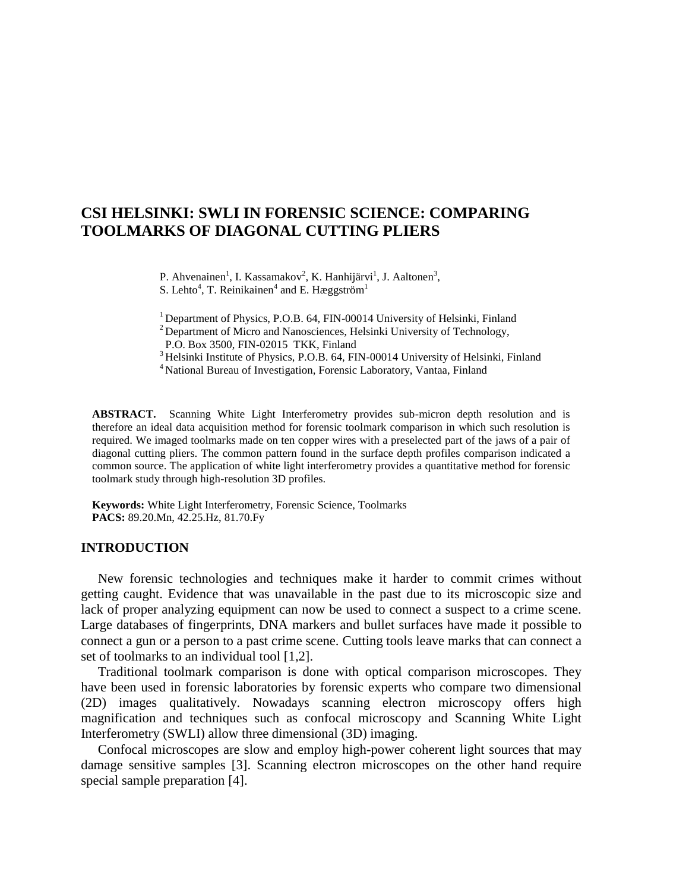# CSI HELSINKI: SWLI IN FORENSIC SCIENCE: COMPARING TOOLMARKS OF DIAGONAL CUTTING PLIERS

P. Ahvenainen[1], I. Kassamakov[2], K. Hanhijärvi[1], J. Aaltonen[3], S. Lehto[4], T. Reinikainen[4] and E. Hæggström[1]

[1] Department of Physics, P.O.B. 64, FIN-00014 University of Helsinki, Finland
[2] Department of Micro and Nanosciences, Helsinki University of Technology, P.O. Box 3500, FIN-02015 TKK, Finland
[3] Helsinki Institute of Physics, P.O.B. 64, FIN-00014 University of Helsinki, Finland
[4] National Bureau of Investigation, Forensic Laboratory, Vantaa, Finland

**ABSTRACT.** Scanning White Light Interferometry provides sub-micron depth resolution and is therefore an ideal data acquisition method for forensic toolmark comparison in which such resolution is required. We imaged toolmarks made on ten copper wires with a preselected part of the jaws of a pair of diagonal cutting pliers. The common pattern found in the surface depth profiles comparison indicated a common source. The application of white light interferometry provides a quantitative method for forensic toolmark study through high-resolution 3D profiles.

**Keywords:** White Light Interferometry, Forensic Science, Toolmarks
**PACS:** 89.20.Mn, 42.25.Hz, 81.70.Fy

## INTRODUCTION

New forensic technologies and techniques make it harder to commit crimes without getting caught. Evidence that was unavailable in the past due to its microscopic size and lack of proper analyzing equipment can now be used to connect a suspect to a crime scene. Large databases of fingerprints, DNA markers and bullet surfaces have made it possible to connect a gun or a person to a past crime scene. Cutting tools leave marks that can connect a set of toolmarks to an individual tool [1,2].

Traditional toolmark comparison is done with optical comparison microscopes. They have been used in forensic laboratories by forensic experts who compare two dimensional (2D) images qualitatively. Nowadays scanning electron microscopy offers high magnification and techniques such as confocal microscopy and Scanning White Light Interferometry (SWLI) allow three dimensional (3D) imaging.

Confocal microscopes are slow and employ high-power coherent light sources that may damage sensitive samples [3]. Scanning electron microscopes on the other hand require special sample preparation [4].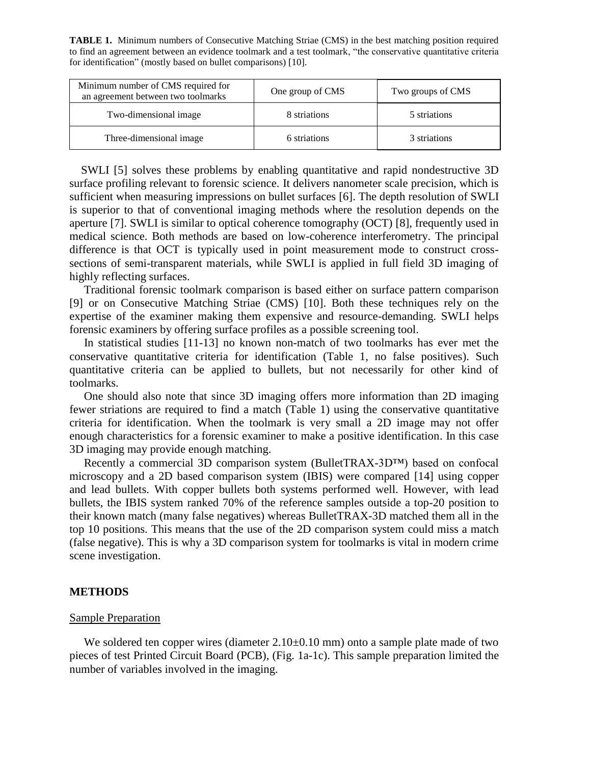**TABLE 1.** Minimum numbers of Consecutive Matching Striae (CMS) in the best matching position required to find an agreement between an evidence toolmark and a test toolmark, "the conservative quantitative criteria for identification" (mostly based on bullet comparisons) [10].

| Minimum number of CMS required for an agreement between two toolmarks | One group of CMS | Two groups of CMS |
| --- | --- | --- |
| Two-dimensional image | 8 striations | 5 striations |
| Three-dimensional image | 6 striations | 3 striations |

SWLI [5] solves these problems by enabling quantitative and rapid nondestructive 3D surface profiling relevant to forensic science. It delivers nanometer scale precision, which is sufficient when measuring impressions on bullet surfaces [6]. The depth resolution of SWLI is superior to that of conventional imaging methods where the resolution depends on the aperture [7]. SWLI is similar to optical coherence tomography (OCT) [8], frequently used in medical science. Both methods are based on low-coherence interferometry. The principal difference is that OCT is typically used in point measurement mode to construct cross-sections of semi-transparent materials, while SWLI is applied in full field 3D imaging of highly reflecting surfaces.

Traditional forensic toolmark comparison is based either on surface pattern comparison [9] or on Consecutive Matching Striae (CMS) [10]. Both these techniques rely on the expertise of the examiner making them expensive and resource-demanding. SWLI helps forensic examiners by offering surface profiles as a possible screening tool.

In statistical studies [11-13] no known non-match of two toolmarks has ever met the conservative quantitative criteria for identification (Table 1, no false positives). Such quantitative criteria can be applied to bullets, but not necessarily for other kind of toolmarks.

One should also note that since 3D imaging offers more information than 2D imaging fewer striations are required to find a match (Table 1) using the conservative quantitative criteria for identification. When the toolmark is very small a 2D image may not offer enough characteristics for a forensic examiner to make a positive identification. In this case 3D imaging may provide enough matching.

Recently a commercial 3D comparison system (BulletTRAX-3D™) based on confocal microscopy and a 2D based comparison system (IBIS) were compared [14] using copper and lead bullets. With copper bullets both systems performed well. However, with lead bullets, the IBIS system ranked 70% of the reference samples outside a top-20 position to their known match (many false negatives) whereas BulletTRAX-3D matched them all in the top 10 positions. This means that the use of the 2D comparison system could miss a match (false negative). This is why a 3D comparison system for toolmarks is vital in modern crime scene investigation.

## METHODS

### Sample Preparation

We soldered ten copper wires (diameter 2.10±0.10 mm) onto a sample plate made of two pieces of test Printed Circuit Board (PCB), (Fig. 1a-1c). This sample preparation limited the number of variables involved in the imaging.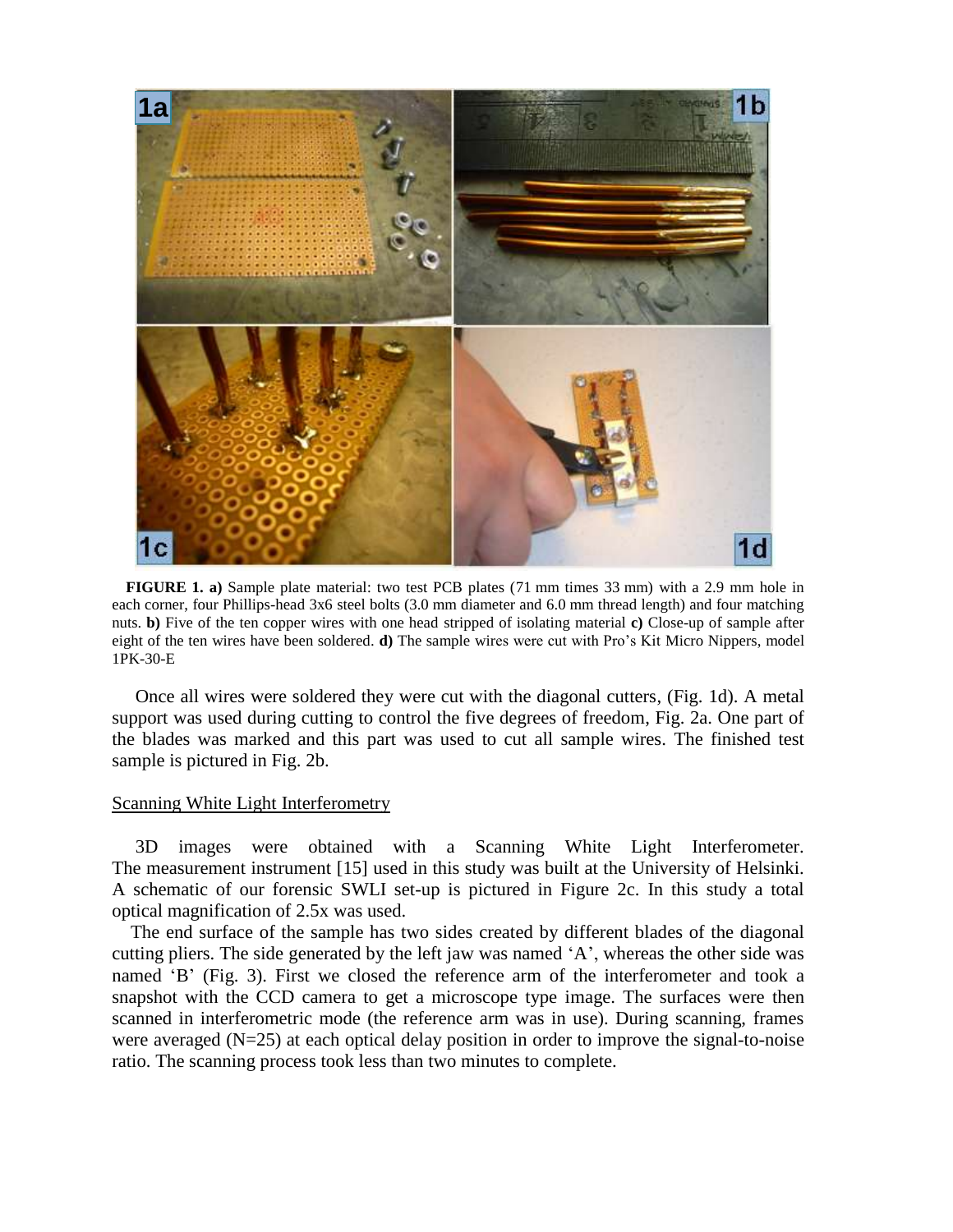**FIGURE 1. a)** Sample plate material: two test PCB plates (71 mm times 33 mm) with a 2.9 mm hole in each corner, four Phillips-head 3x6 steel bolts (3.0 mm diameter and 6.0 mm thread length) and four matching nuts. **b)** Five of the ten copper wires with one head stripped of isolating material **c)** Close-up of sample after eight of the ten wires have been soldered. **d)** The sample wires were cut with Pro's Kit Micro Nippers, model 1PK-30-E

Once all wires were soldered they were cut with the diagonal cutters, (Fig. 1d). A metal support was used during cutting to control the five degrees of freedom, Fig. 2a. One part of the blades was marked and this part was used to cut all sample wires. The finished test sample is pictured in Fig. 2b.

## Scanning White Light Interferometry

3D images were obtained with a Scanning White Light Interferometer. The measurement instrument [15] used in this study was built at the University of Helsinki. A schematic of our forensic SWLI set-up is pictured in Figure 2c. In this study a total optical magnification of 2.5x was used.

The end surface of the sample has two sides created by different blades of the diagonal cutting pliers. The side generated by the left jaw was named 'A', whereas the other side was named 'B' (Fig. 3). First we closed the reference arm of the interferometer and took a snapshot with the CCD camera to get a microscope type image. The surfaces were then scanned in interferometric mode (the reference arm was in use). During scanning, frames were averaged (N=25) at each optical delay position in order to improve the signal-to-noise ratio. The scanning process took less than two minutes to complete.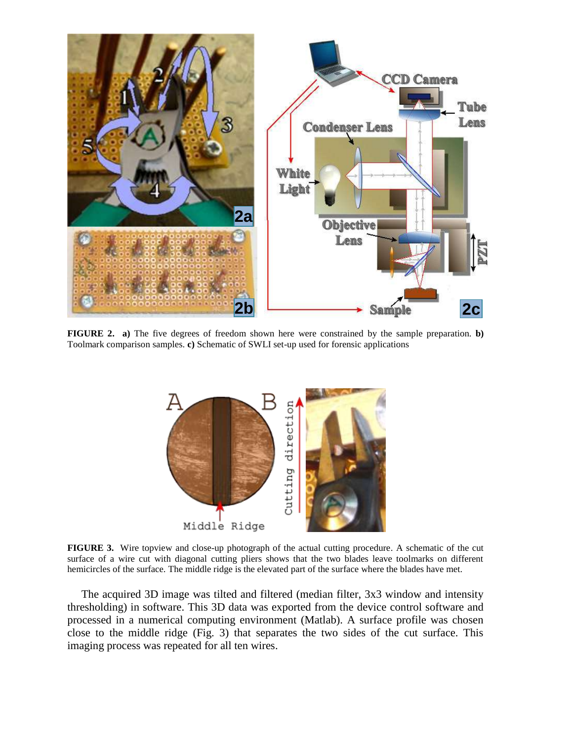**FIGURE 2. a)** The five degrees of freedom shown here were constrained by the sample preparation. **b)** Toolmark comparison samples. **c)** Schematic of SWLI set-up used for forensic applications

**FIGURE 3.** Wire topview and close-up photograph of the actual cutting procedure. A schematic of the cut surface of a wire cut with diagonal cutting pliers shows that the two blades leave toolmarks on different hemicircles of the surface. The middle ridge is the elevated part of the surface where the blades have met.

The acquired 3D image was tilted and filtered (median filter, 3x3 window and intensity thresholding) in software. This 3D data was exported from the device control software and processed in a numerical computing environment (Matlab). A surface profile was chosen close to the middle ridge (Fig. 3) that separates the two sides of the cut surface. This imaging process was repeated for all ten wires.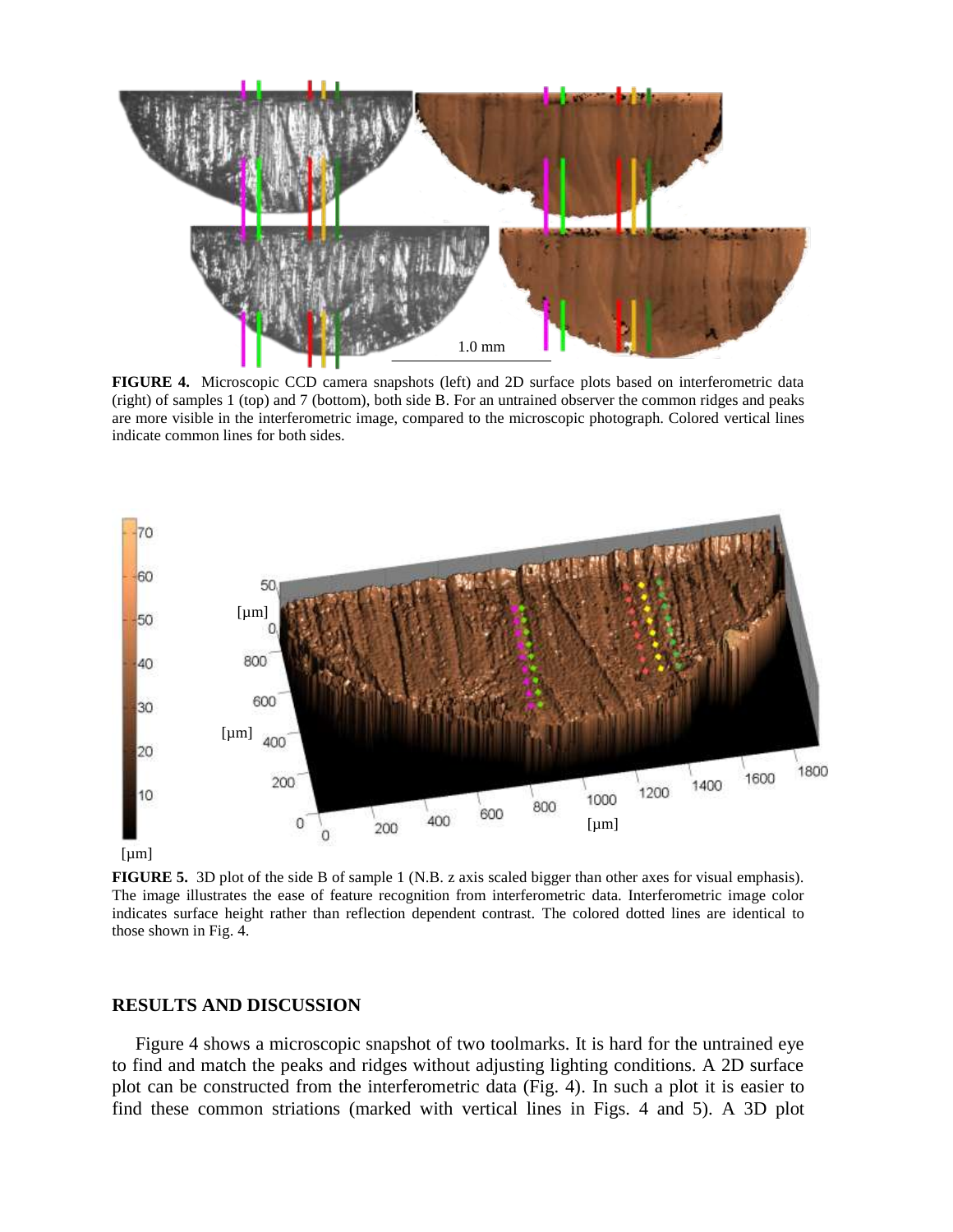**FIGURE 4.** Microscopic CCD camera snapshots (left) and 2D surface plots based on interferometric data (right) of samples 1 (top) and 7 (bottom), both side B. For an untrained observer the common ridges and peaks are more visible in the interferometric image, compared to the microscopic photograph. Colored vertical lines indicate common lines for both sides.

**FIGURE 5.** 3D plot of the side B of sample 1 (N.B. z axis scaled bigger than other axes for visual emphasis). The image illustrates the ease of feature recognition from interferometric data. Interferometric image color indicates surface height rather than reflection dependent contrast. The colored dotted lines are identical to those shown in Fig. 4.

## RESULTS AND DISCUSSION

Figure 4 shows a microscopic snapshot of two toolmarks. It is hard for the untrained eye to find and match the peaks and ridges without adjusting lighting conditions. A 2D surface plot can be constructed from the interferometric data (Fig. 4). In such a plot it is easier to find these common striations (marked with vertical lines in Figs. 4 and 5). A 3D plot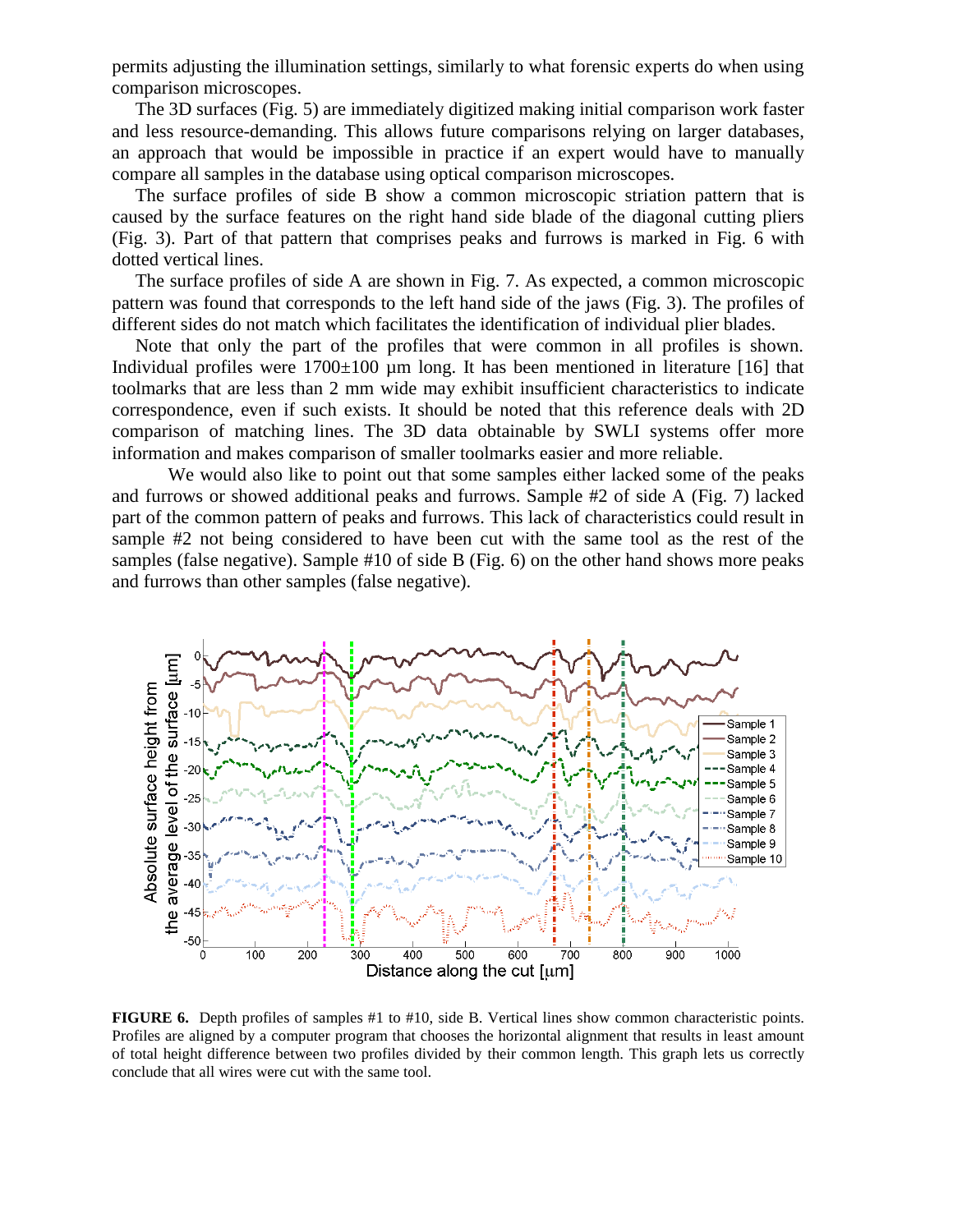permits adjusting the illumination settings, similarly to what forensic experts do when using comparison microscopes.

The 3D surfaces (Fig. 5) are immediately digitized making initial comparison work faster and less resource-demanding. This allows future comparisons relying on larger databases, an approach that would be impossible in practice if an expert would have to manually compare all samples in the database using optical comparison microscopes.

The surface profiles of side B show a common microscopic striation pattern that is caused by the surface features on the right hand side blade of the diagonal cutting pliers (Fig. 3). Part of that pattern that comprises peaks and furrows is marked in Fig. 6 with dotted vertical lines.

The surface profiles of side A are shown in Fig. 7. As expected, a common microscopic pattern was found that corresponds to the left hand side of the jaws (Fig. 3). The profiles of different sides do not match which facilitates the identification of individual plier blades.

Note that only the part of the profiles that were common in all profiles is shown. Individual profiles were 1700±100 µm long. It has been mentioned in literature [16] that toolmarks that are less than 2 mm wide may exhibit insufficient characteristics to indicate correspondence, even if such exists. It should be noted that this reference deals with 2D comparison of matching lines. The 3D data obtainable by SWLI systems offer more information and makes comparison of smaller toolmarks easier and more reliable.

We would also like to point out that some samples either lacked some of the peaks and furrows or showed additional peaks and furrows. Sample #2 of side A (Fig. 7) lacked part of the common pattern of peaks and furrows. This lack of characteristics could result in sample #2 not being considered to have been cut with the same tool as the rest of the samples (false negative). Sample #10 of side B (Fig. 6) on the other hand shows more peaks and furrows than other samples (false negative).

**FIGURE 6.** Depth profiles of samples #1 to #10, side B. Vertical lines show common characteristic points. Profiles are aligned by a computer program that chooses the horizontal alignment that results in least amount of total height difference between two profiles divided by their common length. This graph lets us correctly conclude that all wires were cut with the same tool.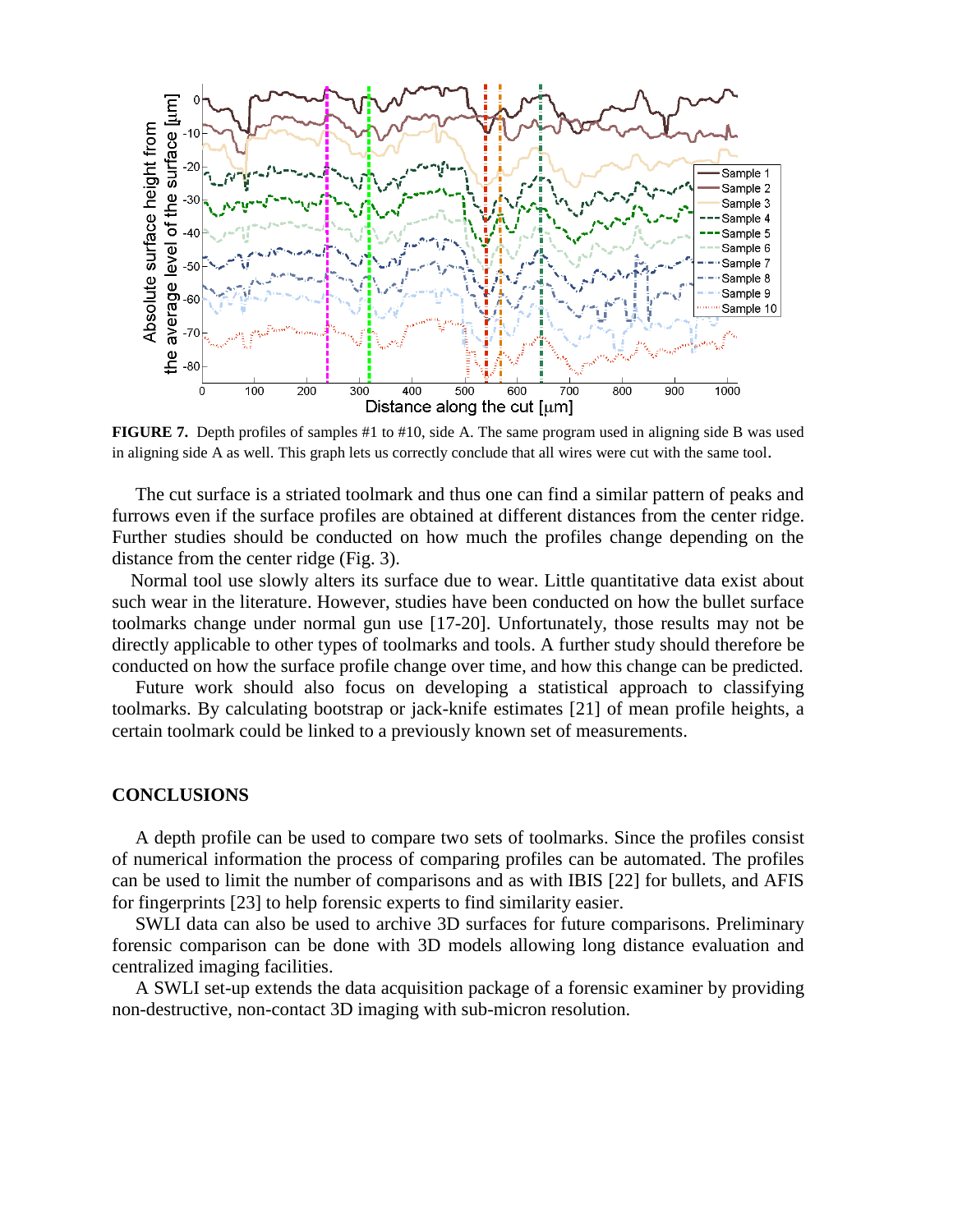**FIGURE 7.** Depth profiles of samples #1 to #10, side A. The same program used in aligning side B was used in aligning side A as well. This graph lets us correctly conclude that all wires were cut with the same tool.

The cut surface is a striated toolmark and thus one can find a similar pattern of peaks and furrows even if the surface profiles are obtained at different distances from the center ridge. Further studies should be conducted on how much the profiles change depending on the distance from the center ridge (Fig. 3).

Normal tool use slowly alters its surface due to wear. Little quantitative data exist about such wear in the literature. However, studies have been conducted on how the bullet surface toolmarks change under normal gun use [17-20]. Unfortunately, those results may not be directly applicable to other types of toolmarks and tools. A further study should therefore be conducted on how the surface profile change over time, and how this change can be predicted.

Future work should also focus on developing a statistical approach to classifying toolmarks. By calculating bootstrap or jack-knife estimates [21] of mean profile heights, a certain toolmark could be linked to a previously known set of measurements.

## CONCLUSIONS

A depth profile can be used to compare two sets of toolmarks. Since the profiles consist of numerical information the process of comparing profiles can be automated. The profiles can be used to limit the number of comparisons and as with IBIS [22] for bullets, and AFIS for fingerprints [23] to help forensic experts to find similarity easier.

SWLI data can also be used to archive 3D surfaces for future comparisons. Preliminary forensic comparison can be done with 3D models allowing long distance evaluation and centralized imaging facilities.

A SWLI set-up extends the data acquisition package of a forensic examiner by providing non-destructive, non-contact 3D imaging with sub-micron resolution.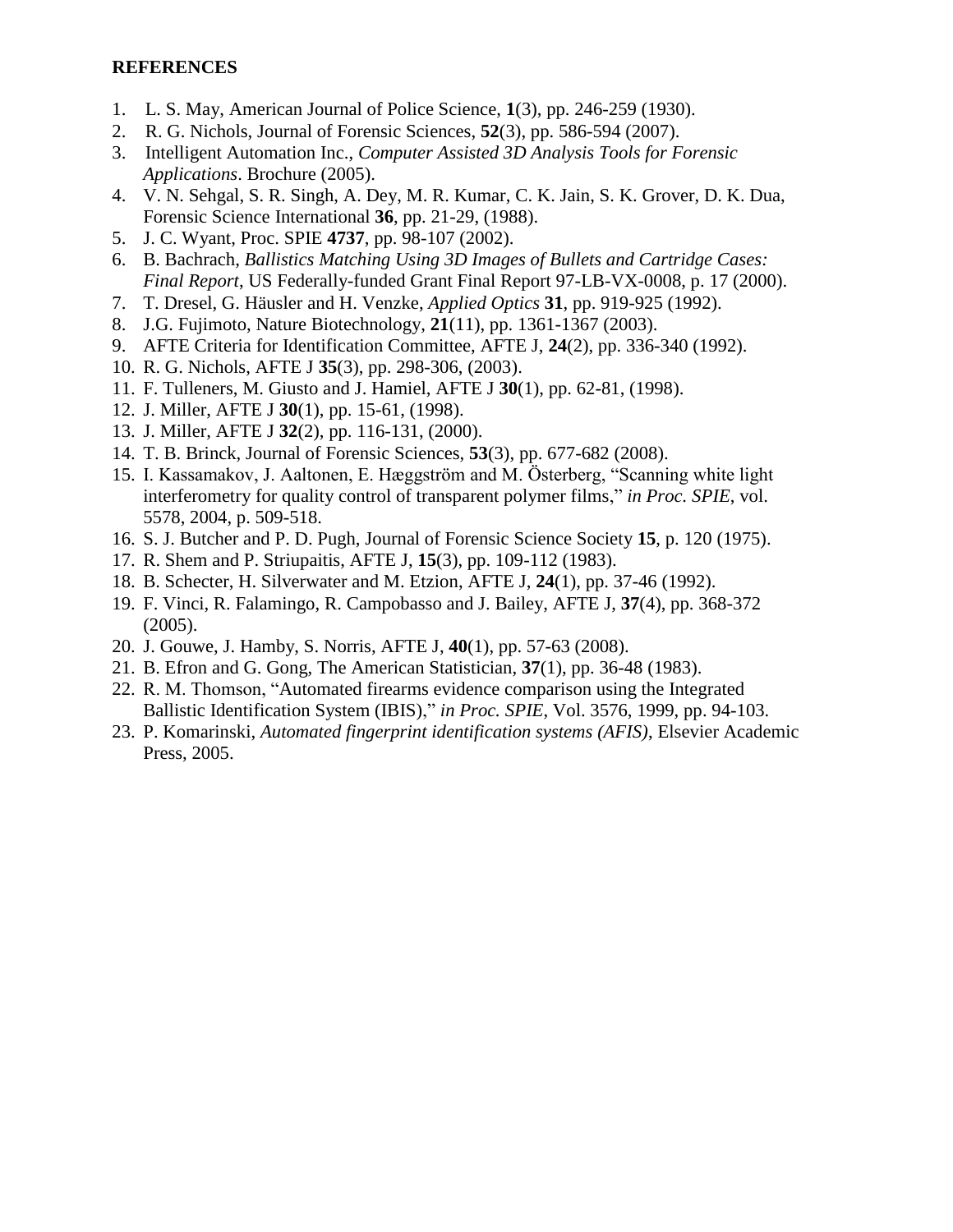**REFERENCES**

1. L. S. May, American Journal of Police Science, **1**(3), pp. 246-259 (1930).
2. R. G. Nichols, Journal of Forensic Sciences, **52**(3), pp. 586-594 (2007).
3. Intelligent Automation Inc., *Computer Assisted 3D Analysis Tools for Forensic Applications*. Brochure (2005).
4. V. N. Sehgal, S. R. Singh, A. Dey, M. R. Kumar, C. K. Jain, S. K. Grover, D. K. Dua, Forensic Science International **36**, pp. 21-29, (1988).
5. J. C. Wyant, Proc. SPIE **4737**, pp. 98-107 (2002).
6. B. Bachrach, *Ballistics Matching Using 3D Images of Bullets and Cartridge Cases: Final Report*, US Federally-funded Grant Final Report 97-LB-VX-0008, p. 17 (2000).
7. T. Dresel, G. Häusler and H. Venzke, *Applied Optics* **31**, pp. 919-925 (1992).
8. J.G. Fujimoto, Nature Biotechnology, **21**(11), pp. 1361-1367 (2003).
9. AFTE Criteria for Identification Committee, AFTE J, **24**(2), pp. 336-340 (1992).
10. R. G. Nichols, AFTE J **35**(3), pp. 298-306, (2003).
11. F. Tulleners, M. Giusto and J. Hamiel, AFTE J **30**(1), pp. 62-81, (1998).
12. J. Miller, AFTE J **30**(1), pp. 15-61, (1998).
13. J. Miller, AFTE J **32**(2), pp. 116-131, (2000).
14. T. B. Brinck, Journal of Forensic Sciences, **53**(3), pp. 677-682 (2008).
15. I. Kassamakov, J. Aaltonen, E. Hæggström and M. Österberg, "Scanning white light interferometry for quality control of transparent polymer films," *in Proc. SPIE*, vol. 5578, 2004, p. 509-518.
16. S. J. Butcher and P. D. Pugh, Journal of Forensic Science Society **15**, p. 120 (1975).
17. R. Shem and P. Striupaitis, AFTE J, **15**(3), pp. 109-112 (1983).
18. B. Schecter, H. Silverwater and M. Etzion, AFTE J, **24**(1), pp. 37-46 (1992).
19. F. Vinci, R. Falamingo, R. Campobasso and J. Bailey, AFTE J, **37**(4), pp. 368-372 (2005).
20. J. Gouwe, J. Hamby, S. Norris, AFTE J, **40**(1), pp. 57-63 (2008).
21. B. Efron and G. Gong, The American Statistician, **37**(1), pp. 36-48 (1983).
22. R. M. Thomson, "Automated firearms evidence comparison using the Integrated Ballistic Identification System (IBIS)," *in Proc. SPIE*, Vol. 3576, 1999, pp. 94-103.
23. P. Komarinski, *Automated fingerprint identification systems (AFIS)*, Elsevier Academic Press, 2005.